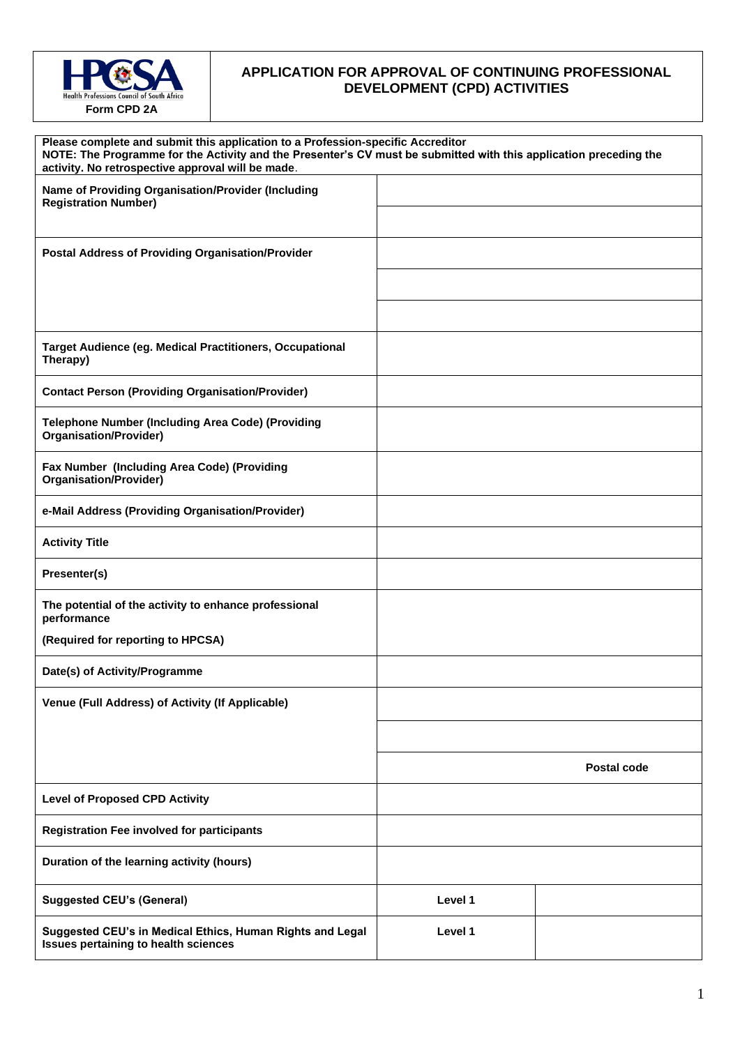**Health Professions Council of South Africa**

**Form CPD 2A**

# APPLICATION FOR APPROVAL OF CONTINUING PROFESSIONAL DEVELOPMENT (CPD) ACTIVITIES

**Please complete and submit this application to a Profession-specific Accreditor**
**NOTE: The Programme for the Activity and the Presenter's CV must be submitted with this application preceding the activity. No retrospective approval will be made**.

| | | |
|---|---|---|
| **Name of Providing Organisation/Provider (Including Registration Number)** | | |
| **Postal Address of Providing Organisation/Provider** | | |
| **Target Audience (eg. Medical Practitioners, Occupational Therapy)** | | |
| **Contact Person (Providing Organisation/Provider)** | | |
| **Telephone Number (Including Area Code) (Providing Organisation/Provider)** | | |
| **Fax Number (Including Area Code) (Providing Organisation/Provider)** | | |
| **e-Mail Address (Providing Organisation/Provider)** | | |
| **Activity Title** | | |
| **Presenter(s)** | | |
| **The potential of the activity to enhance professional performance (Required for reporting to HPCSA)** | | |
| **Date(s) of Activity/Programme** | | |
| **Venue (Full Address) of Activity (If Applicable)** | | **Postal code** |
| **Level of Proposed CPD Activity** | | |
| **Registration Fee involved for participants** | | |
| **Duration of the learning activity (hours)** | | |
| **Suggested CEU's (General)** | **Level 1** | |
| **Suggested CEU's in Medical Ethics, Human Rights and Legal Issues pertaining to health sciences** | **Level 1** | |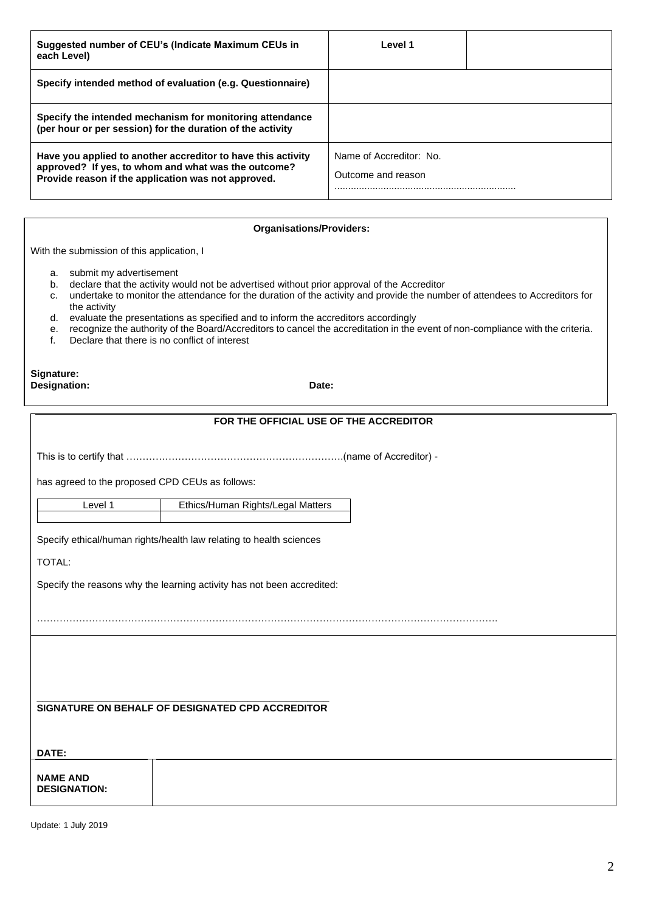| | | |
|---|---|---|
| **Suggested number of CEU's (Indicate Maximum CEUs in each Level)** | **Level 1** | |
| **Specify intended method of evaluation (e.g. Questionnaire)** | | |
| **Specify the intended mechanism for monitoring attendance (per hour or per session) for the duration of the activity** | | |
| **Have you applied to another accreditor to have this activity approved? If yes, to whom and what was the outcome? Provide reason if the application was not approved.** | Name of Accreditor: No.<br>Outcome and reason<br>................................................................. | |

**Organisations/Providers:**

With the submission of this application, I

a. submit my advertisement
b. declare that the activity would not be advertised without prior approval of the Accreditor
c. undertake to monitor the attendance for the duration of the activity and provide the number of attendees to Accreditors for the activity
d. evaluate the presentations as specified and to inform the accreditors accordingly
e. recognize the authority of the Board/Accreditors to cancel the accreditation in the event of non-compliance with the criteria.
f. Declare that there is no conflict of interest

**Signature:**
**Designation:** **Date:**

**FOR THE OFFICIAL USE OF THE ACCREDITOR**

This is to certify that ………………………………………………………….(name of Accreditor) -

has agreed to the proposed CPD CEUs as follows:

| Level 1 | Ethics/Human Rights/Legal Matters |
|---|---|
| | |

Specify ethical/human rights/health law relating to health sciences

TOTAL:

Specify the reasons why the learning activity has not been accredited:

…………………………………………………………………………………………………………………………

**SIGNATURE ON BEHALF OF DESIGNATED CPD ACCREDITOR**

**DATE:**

| | |
|---|---|
| **NAME AND DESIGNATION:** | |

Update: 1 July 2019